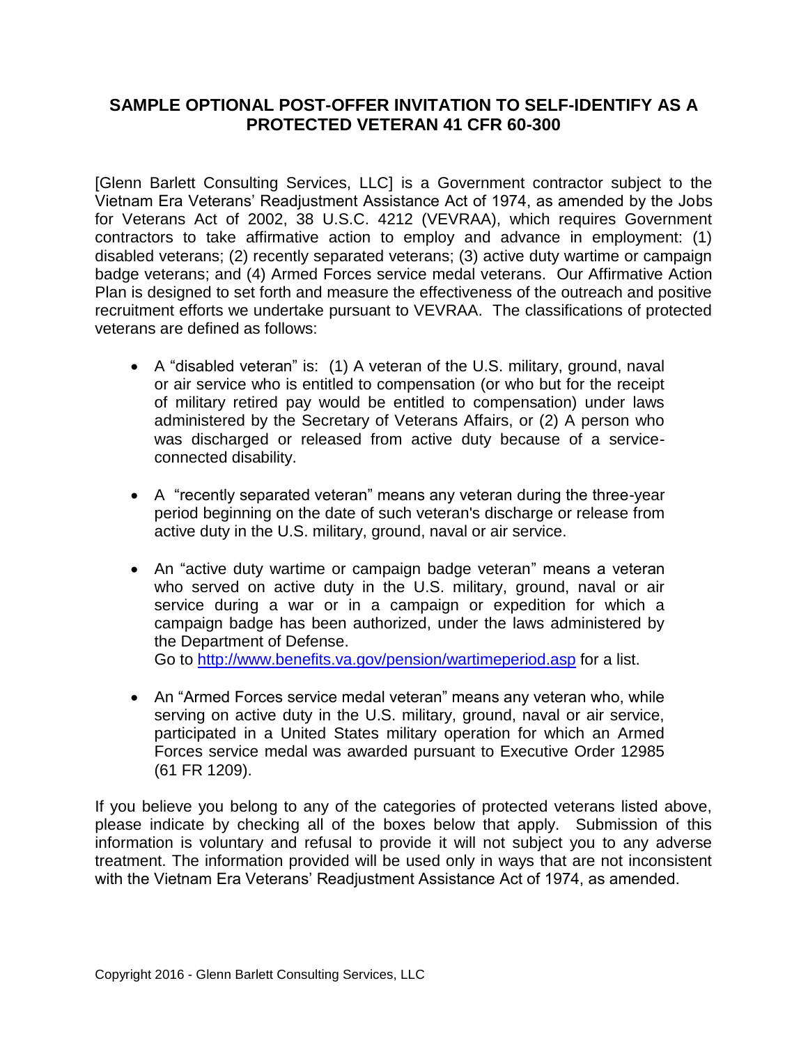## SAMPLE OPTIONAL POST-OFFER INVITATION TO SELF-IDENTIFY AS A PROTECTED VETERAN 41 CFR 60-300

[Glenn Barlett Consulting Services, LLC] is a Government contractor subject to the Vietnam Era Veterans' Readjustment Assistance Act of 1974, as amended by the Jobs for Veterans Act of 2002, 38 U.S.C. 4212 (VEVRAA), which requires Government contractors to take affirmative action to employ and advance in employment: (1) disabled veterans; (2) recently separated veterans; (3) active duty wartime or campaign badge veterans; and (4) Armed Forces service medal veterans. Our Affirmative Action Plan is designed to set forth and measure the effectiveness of the outreach and positive recruitment efforts we undertake pursuant to VEVRAA. The classifications of protected veterans are defined as follows:

- A "disabled veteran" is: (1) A veteran of the U.S. military, ground, naval or air service who is entitled to compensation (or who but for the receipt of military retired pay would be entitled to compensation) under laws administered by the Secretary of Veterans Affairs, or (2) A person who was discharged or released from active duty because of a service-connected disability.

- A "recently separated veteran" means any veteran during the three-year period beginning on the date of such veteran's discharge or release from active duty in the U.S. military, ground, naval or air service.

- An "active duty wartime or campaign badge veteran" means a veteran who served on active duty in the U.S. military, ground, naval or air service during a war or in a campaign or expedition for which a campaign badge has been authorized, under the laws administered by the Department of Defense.
  Go to [http://www.benefits.va.gov/pension/wartimeperiod.asp](http://www.benefits.va.gov/pension/wartimeperiod.asp) for a list.

- An "Armed Forces service medal veteran" means any veteran who, while serving on active duty in the U.S. military, ground, naval or air service, participated in a United States military operation for which an Armed Forces service medal was awarded pursuant to Executive Order 12985 (61 FR 1209).

If you believe you belong to any of the categories of protected veterans listed above, please indicate by checking all of the boxes below that apply. Submission of this information is voluntary and refusal to provide it will not subject you to any adverse treatment. The information provided will be used only in ways that are not inconsistent with the Vietnam Era Veterans' Readjustment Assistance Act of 1974, as amended.

Copyright 2016 - Glenn Barlett Consulting Services, LLC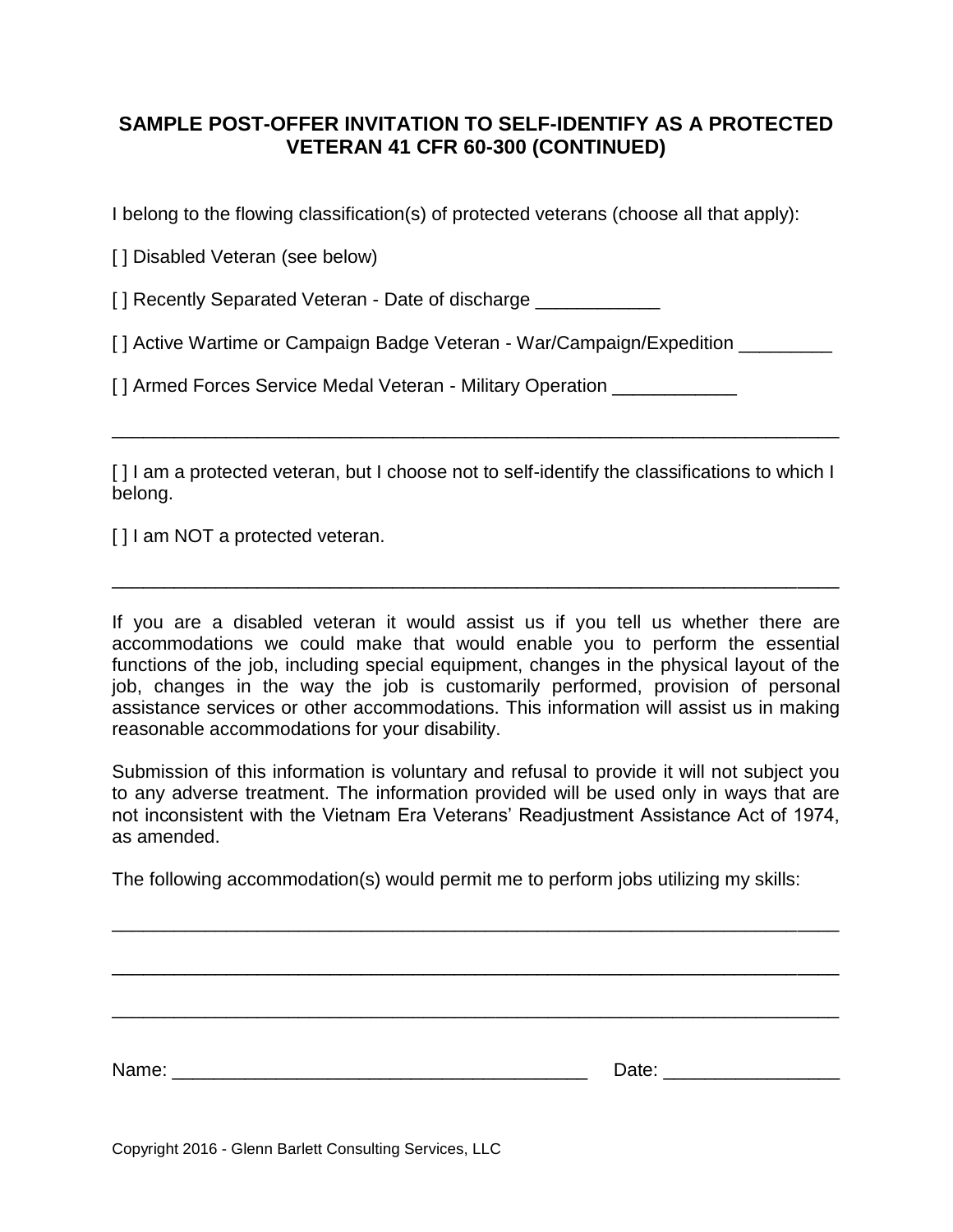## SAMPLE POST-OFFER INVITATION TO SELF-IDENTIFY AS A PROTECTED VETERAN 41 CFR 60-300 (CONTINUED)

I belong to the flowing classification(s) of protected veterans (choose all that apply):

[ ] Disabled Veteran (see below)

[ ] Recently Separated Veteran - Date of discharge ____________

[ ] Active Wartime or Campaign Badge Veteran - War/Campaign/Expedition _________

[ ] Armed Forces Service Medal Veteran - Military Operation ____________

---

[ ] I am a protected veteran, but I choose not to self-identify the classifications to which I belong.

[ ] I am NOT a protected veteran.

---

If you are a disabled veteran it would assist us if you tell us whether there are accommodations we could make that would enable you to perform the essential functions of the job, including special equipment, changes in the physical layout of the job, changes in the way the job is customarily performed, provision of personal assistance services or other accommodations. This information will assist us in making reasonable accommodations for your disability.

Submission of this information is voluntary and refusal to provide it will not subject you to any adverse treatment. The information provided will be used only in ways that are not inconsistent with the Vietnam Era Veterans' Readjustment Assistance Act of 1974, as amended.

The following accommodation(s) would permit me to perform jobs utilizing my skills:

______________________________________________________________________

______________________________________________________________________

______________________________________________________________________

Name: ________________________________________ Date: _________________

Copyright 2016 - Glenn Barlett Consulting Services, LLC